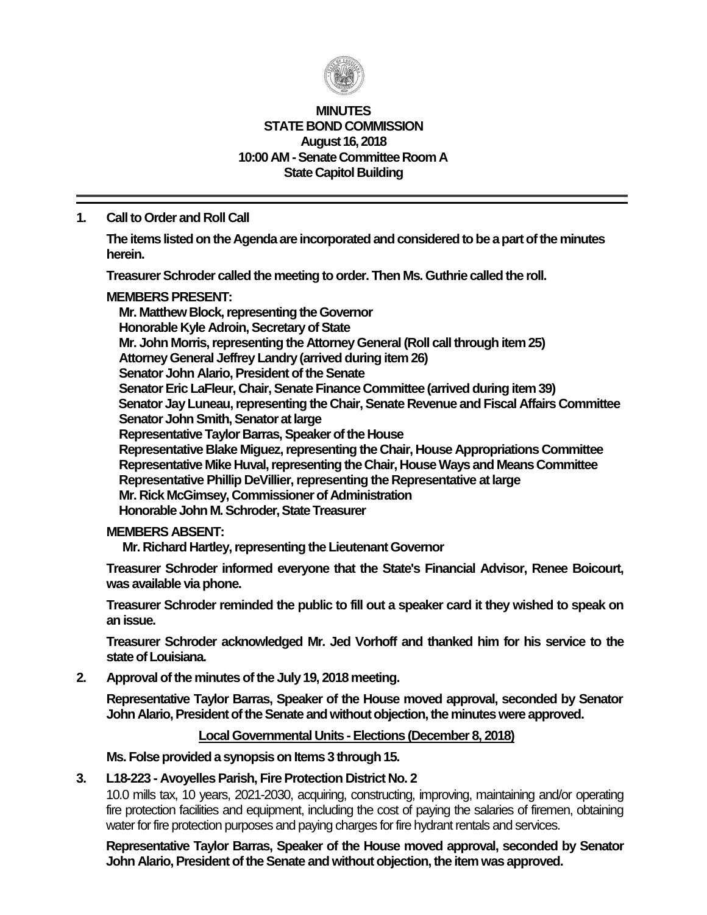# MINUTES
## STATE BOND COMMISSION
### August 16, 2018
### 10:00 AM - Senate Committee Room A
### State Capitol Building

---

**1. Call to Order and Roll Call**

**The items listed on the Agenda are incorporated and considered to be a part of the minutes herein.**

**Treasurer Schroder called the meeting to order. Then Ms. Guthrie called the roll.**

**MEMBERS PRESENT:**

**Mr. Matthew Block, representing the Governor**
**Honorable Kyle Adroin, Secretary of State**
**Mr. John Morris, representing the Attorney General (Roll call through item 25)**
**Attorney General Jeffrey Landry (arrived during item 26)**
**Senator John Alario, President of the Senate**
**Senator Eric LaFleur, Chair, Senate Finance Committee (arrived during item 39)**
**Senator Jay Luneau, representing the Chair, Senate Revenue and Fiscal Affairs Committee**
**Senator John Smith, Senator at large**
**Representative Taylor Barras, Speaker of the House**
**Representative Blake Miguez, representing the Chair, House Appropriations Committee**
**Representative Mike Huval, representing the Chair, House Ways and Means Committee**
**Representative Phillip DeVillier, representing the Representative at large**
**Mr. Rick McGimsey, Commissioner of Administration**
**Honorable John M. Schroder, State Treasurer**

**MEMBERS ABSENT:**

**Mr. Richard Hartley, representing the Lieutenant Governor**

**Treasurer Schroder informed everyone that the State's Financial Advisor, Renee Boicourt, was available via phone.**

**Treasurer Schroder reminded the public to fill out a speaker card it they wished to speak on an issue.**

**Treasurer Schroder acknowledged Mr. Jed Vorhoff and thanked him for his service to the state of Louisiana.**

**2. Approval of the minutes of the July 19, 2018 meeting.**

**Representative Taylor Barras, Speaker of the House moved approval, seconded by Senator John Alario, President of the Senate and without objection, the minutes were approved.**

**Local Governmental Units - Elections (December 8, 2018)**

**Ms. Folse provided a synopsis on Items 3 through 15.**

**3. L18-223 - Avoyelles Parish, Fire Protection District No. 2**

10.0 mills tax, 10 years, 2021-2030, acquiring, constructing, improving, maintaining and/or operating fire protection facilities and equipment, including the cost of paying the salaries of firemen, obtaining water for fire protection purposes and paying charges for fire hydrant rentals and services.

**Representative Taylor Barras, Speaker of the House moved approval, seconded by Senator John Alario, President of the Senate and without objection, the item was approved.**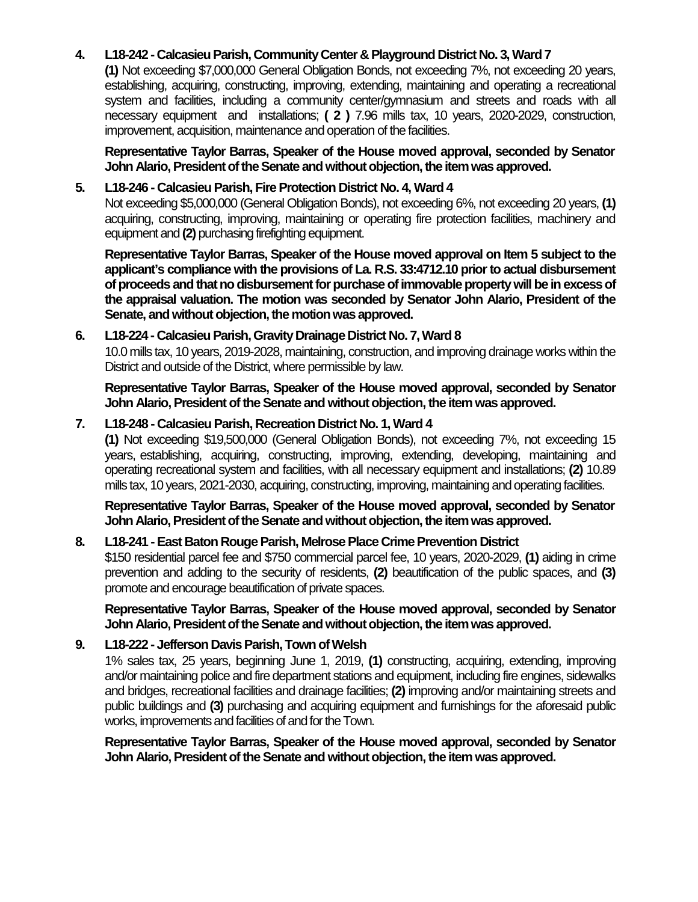4. **L18-242 - Calcasieu Parish, Community Center & Playground District No. 3, Ward 7**
   **(1)** Not exceeding $7,000,000 General Obligation Bonds, not exceeding 7%, not exceeding 20 years, establishing, acquiring, constructing, improving, extending, maintaining and operating a recreational system and facilities, including a community center/gymnasium and streets and roads with all necessary equipment and installations; **( 2 )** 7.96 mills tax, 10 years, 2020-2029, construction, improvement, acquisition, maintenance and operation of the facilities.

   **Representative Taylor Barras, Speaker of the House moved approval, seconded by Senator John Alario, President of the Senate and without objection, the item was approved.**

5. **L18-246 - Calcasieu Parish, Fire Protection District No. 4, Ward 4**
   Not exceeding $5,000,000 (General Obligation Bonds), not exceeding 6%, not exceeding 20 years, **(1)** acquiring, constructing, improving, maintaining or operating fire protection facilities, machinery and equipment and **(2)** purchasing firefighting equipment.

   **Representative Taylor Barras, Speaker of the House moved approval on Item 5 subject to the applicant's compliance with the provisions of La. R.S. 33:4712.10 prior to actual disbursement of proceeds and that no disbursement for purchase of immovable property will be in excess of the appraisal valuation. The motion was seconded by Senator John Alario, President of the Senate, and without objection, the motion was approved.**

6. **L18-224 - Calcasieu Parish, Gravity Drainage District No. 7, Ward 8**
   10.0 mills tax, 10 years, 2019-2028, maintaining, construction, and improving drainage works within the District and outside of the District, where permissible by law.

   **Representative Taylor Barras, Speaker of the House moved approval, seconded by Senator John Alario, President of the Senate and without objection, the item was approved.**

7. **L18-248 - Calcasieu Parish, Recreation District No. 1, Ward 4**
   **(1)** Not exceeding $19,500,000 (General Obligation Bonds), not exceeding 7%, not exceeding 15 years, establishing, acquiring, constructing, improving, extending, developing, maintaining and operating recreational system and facilities, with all necessary equipment and installations; **(2)** 10.89 mills tax, 10 years, 2021-2030, acquiring, constructing, improving, maintaining and operating facilities.

   **Representative Taylor Barras, Speaker of the House moved approval, seconded by Senator John Alario, President of the Senate and without objection, the item was approved.**

8. **L18-241 - East Baton Rouge Parish, Melrose Place Crime Prevention District**
   $150 residential parcel fee and $750 commercial parcel fee, 10 years, 2020-2029, **(1)** aiding in crime prevention and adding to the security of residents, **(2)** beautification of the public spaces, and **(3)** promote and encourage beautification of private spaces.

   **Representative Taylor Barras, Speaker of the House moved approval, seconded by Senator John Alario, President of the Senate and without objection, the item was approved.**

9. **L18-222 - Jefferson Davis Parish, Town of Welsh**
   1% sales tax, 25 years, beginning June 1, 2019, **(1)** constructing, acquiring, extending, improving and/or maintaining police and fire department stations and equipment, including fire engines, sidewalks and bridges, recreational facilities and drainage facilities; **(2)** improving and/or maintaining streets and public buildings and **(3)** purchasing and acquiring equipment and furnishings for the aforesaid public works, improvements and facilities of and for the Town.

   **Representative Taylor Barras, Speaker of the House moved approval, seconded by Senator John Alario, President of the Senate and without objection, the item was approved.**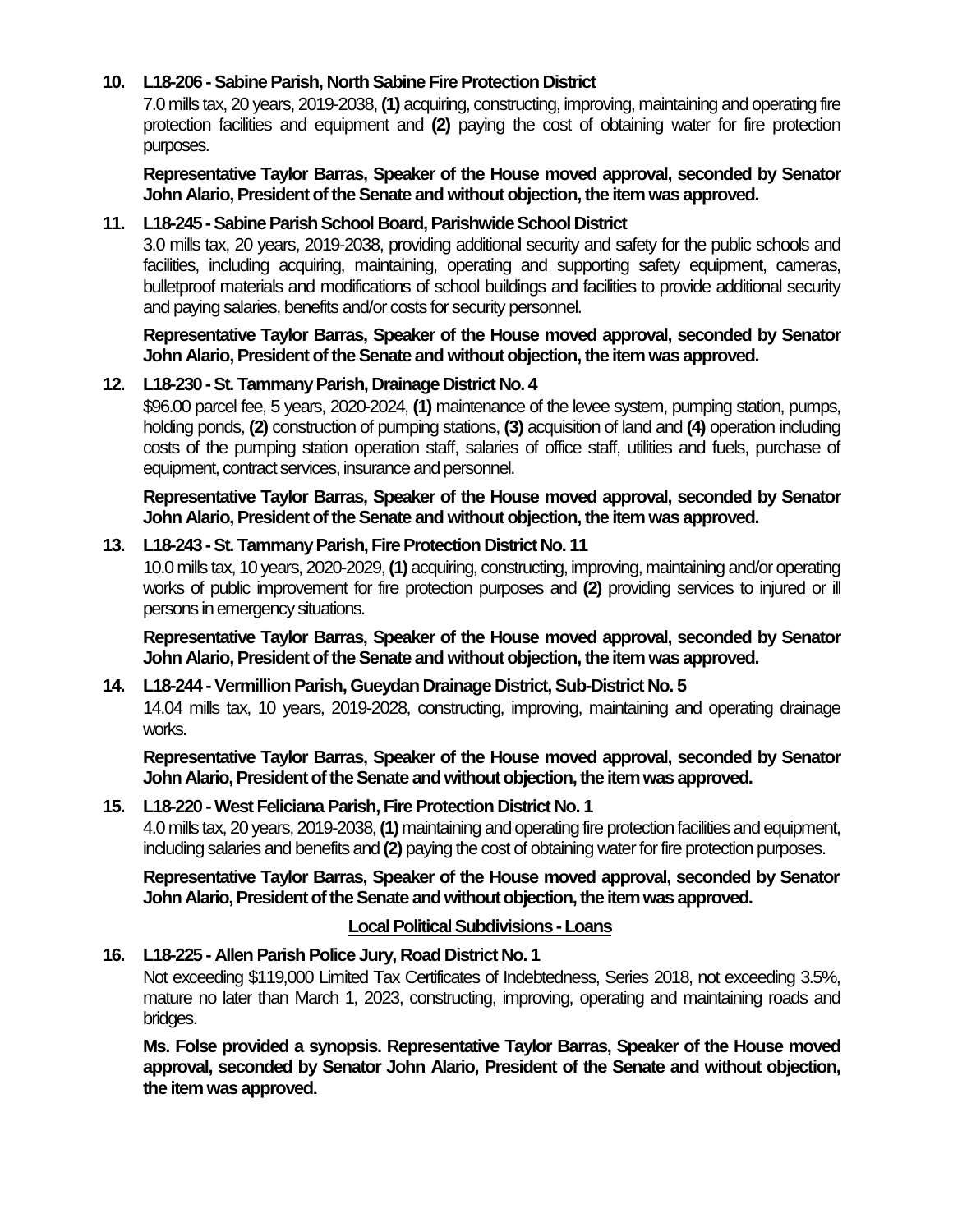**10. L18-206 - Sabine Parish, North Sabine Fire Protection District**

7.0 mills tax, 20 years, 2019-2038, **(1)** acquiring, constructing, improving, maintaining and operating fire protection facilities and equipment and **(2)** paying the cost of obtaining water for fire protection purposes.

**Representative Taylor Barras, Speaker of the House moved approval, seconded by Senator John Alario, President of the Senate and without objection, the item was approved.**

**11. L18-245 - Sabine Parish School Board, Parishwide School District**

3.0 mills tax, 20 years, 2019-2038, providing additional security and safety for the public schools and facilities, including acquiring, maintaining, operating and supporting safety equipment, cameras, bulletproof materials and modifications of school buildings and facilities to provide additional security and paying salaries, benefits and/or costs for security personnel.

**Representative Taylor Barras, Speaker of the House moved approval, seconded by Senator John Alario, President of the Senate and without objection, the item was approved.**

**12. L18-230 - St. Tammany Parish, Drainage District No. 4**

$96.00 parcel fee, 5 years, 2020-2024, **(1)** maintenance of the levee system, pumping station, pumps, holding ponds, **(2)** construction of pumping stations, **(3)** acquisition of land and **(4)** operation including costs of the pumping station operation staff, salaries of office staff, utilities and fuels, purchase of equipment, contract services, insurance and personnel.

**Representative Taylor Barras, Speaker of the House moved approval, seconded by Senator John Alario, President of the Senate and without objection, the item was approved.**

**13. L18-243 - St. Tammany Parish, Fire Protection District No. 11**

10.0 mills tax, 10 years, 2020-2029, **(1)** acquiring, constructing, improving, maintaining and/or operating works of public improvement for fire protection purposes and **(2)** providing services to injured or ill persons in emergency situations.

**Representative Taylor Barras, Speaker of the House moved approval, seconded by Senator John Alario, President of the Senate and without objection, the item was approved.**

**14. L18-244 - Vermillion Parish, Gueydan Drainage District, Sub-District No. 5**

14.04 mills tax, 10 years, 2019-2028, constructing, improving, maintaining and operating drainage works.

**Representative Taylor Barras, Speaker of the House moved approval, seconded by Senator John Alario, President of the Senate and without objection, the item was approved.**

**15. L18-220 - West Feliciana Parish, Fire Protection District No. 1**

4.0 mills tax, 20 years, 2019-2038, **(1)** maintaining and operating fire protection facilities and equipment, including salaries and benefits and **(2)** paying the cost of obtaining water for fire protection purposes.

**Representative Taylor Barras, Speaker of the House moved approval, seconded by Senator John Alario, President of the Senate and without objection, the item was approved.**

## Local Political Subdivisions - Loans

**16. L18-225 - Allen Parish Police Jury, Road District No. 1**

Not exceeding $119,000 Limited Tax Certificates of Indebtedness, Series 2018, not exceeding 3.5%, mature no later than March 1, 2023, constructing, improving, operating and maintaining roads and bridges.

**Ms. Folse provided a synopsis. Representative Taylor Barras, Speaker of the House moved approval, seconded by Senator John Alario, President of the Senate and without objection, the item was approved.**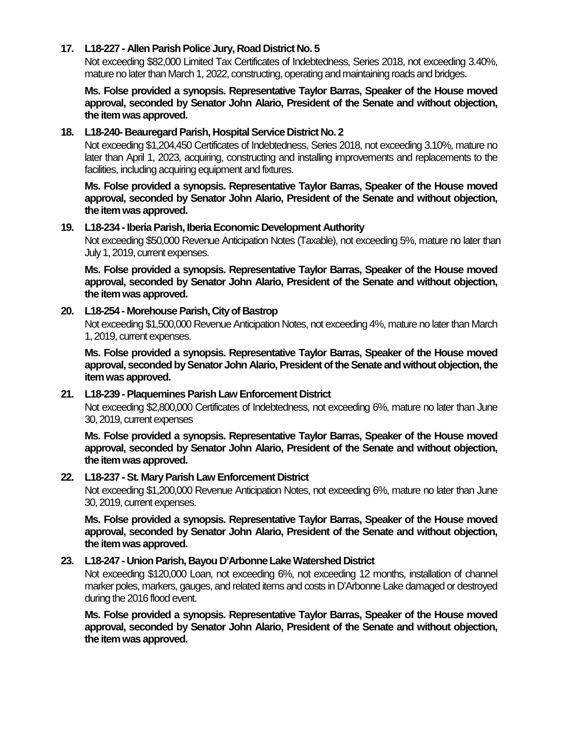**17. L18-227 - Allen Parish Police Jury, Road District No. 5**

Not exceeding $82,000 Limited Tax Certificates of Indebtedness, Series 2018, not exceeding 3.40%, mature no later than March 1, 2022, constructing, operating and maintaining roads and bridges.

**Ms. Folse provided a synopsis. Representative Taylor Barras, Speaker of the House moved approval, seconded by Senator John Alario, President of the Senate and without objection, the item was approved.**

**18. L18-240- Beauregard Parish, Hospital Service District No. 2**

Not exceeding $1,204,450 Certificates of Indebtedness, Series 2018, not exceeding 3.10%, mature no later than April 1, 2023, acquiring, constructing and installing improvements and replacements to the facilities, including acquiring equipment and fixtures.

**Ms. Folse provided a synopsis. Representative Taylor Barras, Speaker of the House moved approval, seconded by Senator John Alario, President of the Senate and without objection, the item was approved.**

**19. L18-234 - Iberia Parish, Iberia Economic Development Authority**

Not exceeding $50,000 Revenue Anticipation Notes (Taxable), not exceeding 5%, mature no later than July 1, 2019, current expenses.

**Ms. Folse provided a synopsis. Representative Taylor Barras, Speaker of the House moved approval, seconded by Senator John Alario, President of the Senate and without objection, the item was approved.**

**20. L18-254 - Morehouse Parish, City of Bastrop**

Not exceeding $1,500,000 Revenue Anticipation Notes, not exceeding 4%, mature no later than March 1, 2019, current expenses.

**Ms. Folse provided a synopsis. Representative Taylor Barras, Speaker of the House moved approval, seconded by Senator John Alario, President of the Senate and without objection, the item was approved.**

**21. L18-239 - Plaquemines Parish Law Enforcement District**

Not exceeding $2,800,000 Certificates of Indebtedness, not exceeding 6%, mature no later than June 30, 2019, current expenses

**Ms. Folse provided a synopsis. Representative Taylor Barras, Speaker of the House moved approval, seconded by Senator John Alario, President of the Senate and without objection, the item was approved.**

**22. L18-237 - St. Mary Parish Law Enforcement District**

Not exceeding $1,200,000 Revenue Anticipation Notes, not exceeding 6%, mature no later than June 30, 2019, current expenses.

**Ms. Folse provided a synopsis. Representative Taylor Barras, Speaker of the House moved approval, seconded by Senator John Alario, President of the Senate and without objection, the item was approved.**

**23. L18-247 - Union Parish, Bayou D'Arbonne Lake Watershed District**

Not exceeding $120,000 Loan, not exceeding 6%, not exceeding 12 months, installation of channel marker poles, markers, gauges, and related items and costs in D'Arbonne Lake damaged or destroyed during the 2016 flood event.

**Ms. Folse provided a synopsis. Representative Taylor Barras, Speaker of the House moved approval, seconded by Senator John Alario, President of the Senate and without objection, the item was approved.**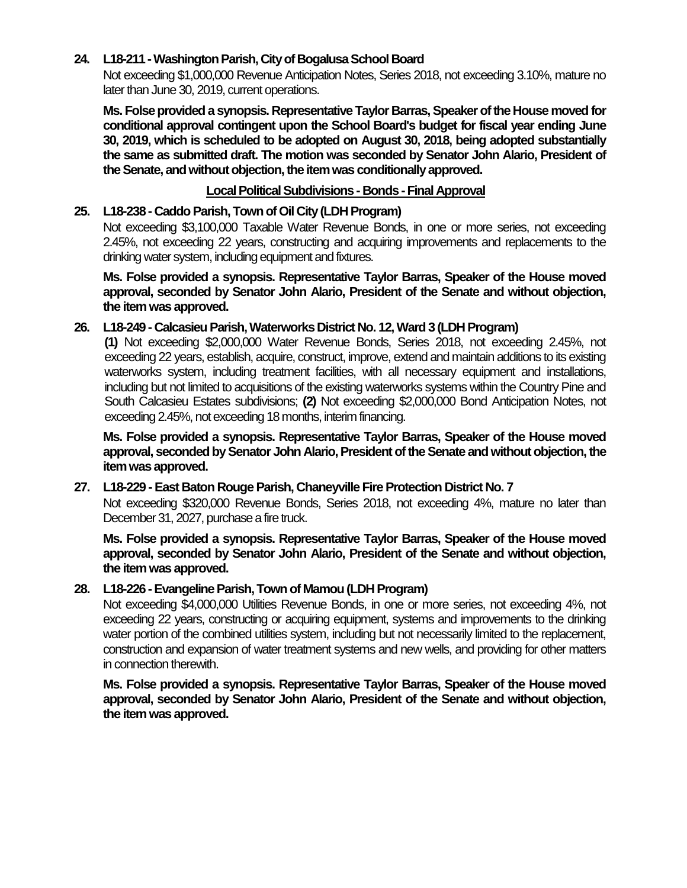**24. L18-211 - Washington Parish, City of Bogalusa School Board**

Not exceeding $1,000,000 Revenue Anticipation Notes, Series 2018, not exceeding 3.10%, mature no later than June 30, 2019, current operations.

**Ms. Folse provided a synopsis. Representative Taylor Barras, Speaker of the House moved for conditional approval contingent upon the School Board's budget for fiscal year ending June 30, 2019, which is scheduled to be adopted on August 30, 2018, being adopted substantially the same as submitted draft. The motion was seconded by Senator John Alario, President of the Senate, and without objection, the item was conditionally approved.**

**Local Political Subdivisions - Bonds - Final Approval**

**25. L18-238 - Caddo Parish, Town of Oil City (LDH Program)**

Not exceeding $3,100,000 Taxable Water Revenue Bonds, in one or more series, not exceeding 2.45%, not exceeding 22 years, constructing and acquiring improvements and replacements to the drinking water system, including equipment and fixtures.

**Ms. Folse provided a synopsis. Representative Taylor Barras, Speaker of the House moved approval, seconded by Senator John Alario, President of the Senate and without objection, the item was approved.**

**26. L18-249 - Calcasieu Parish, Waterworks District No. 12, Ward 3 (LDH Program)**

**(1)** Not exceeding $2,000,000 Water Revenue Bonds, Series 2018, not exceeding 2.45%, not exceeding 22 years, establish, acquire, construct, improve, extend and maintain additions to its existing waterworks system, including treatment facilities, with all necessary equipment and installations, including but not limited to acquisitions of the existing waterworks systems within the Country Pine and South Calcasieu Estates subdivisions; **(2)** Not exceeding $2,000,000 Bond Anticipation Notes, not exceeding 2.45%, not exceeding 18 months, interim financing.

**Ms. Folse provided a synopsis. Representative Taylor Barras, Speaker of the House moved approval, seconded by Senator John Alario, President of the Senate and without objection, the item was approved.**

**27. L18-229 - East Baton Rouge Parish, Chaneyville Fire Protection District No. 7**

Not exceeding $320,000 Revenue Bonds, Series 2018, not exceeding 4%, mature no later than December 31, 2027, purchase a fire truck.

**Ms. Folse provided a synopsis. Representative Taylor Barras, Speaker of the House moved approval, seconded by Senator John Alario, President of the Senate and without objection, the item was approved.**

**28. L18-226 - Evangeline Parish, Town of Mamou (LDH Program)**

Not exceeding $4,000,000 Utilities Revenue Bonds, in one or more series, not exceeding 4%, not exceeding 22 years, constructing or acquiring equipment, systems and improvements to the drinking water portion of the combined utilities system, including but not necessarily limited to the replacement, construction and expansion of water treatment systems and new wells, and providing for other matters in connection therewith.

**Ms. Folse provided a synopsis. Representative Taylor Barras, Speaker of the House moved approval, seconded by Senator John Alario, President of the Senate and without objection, the item was approved.**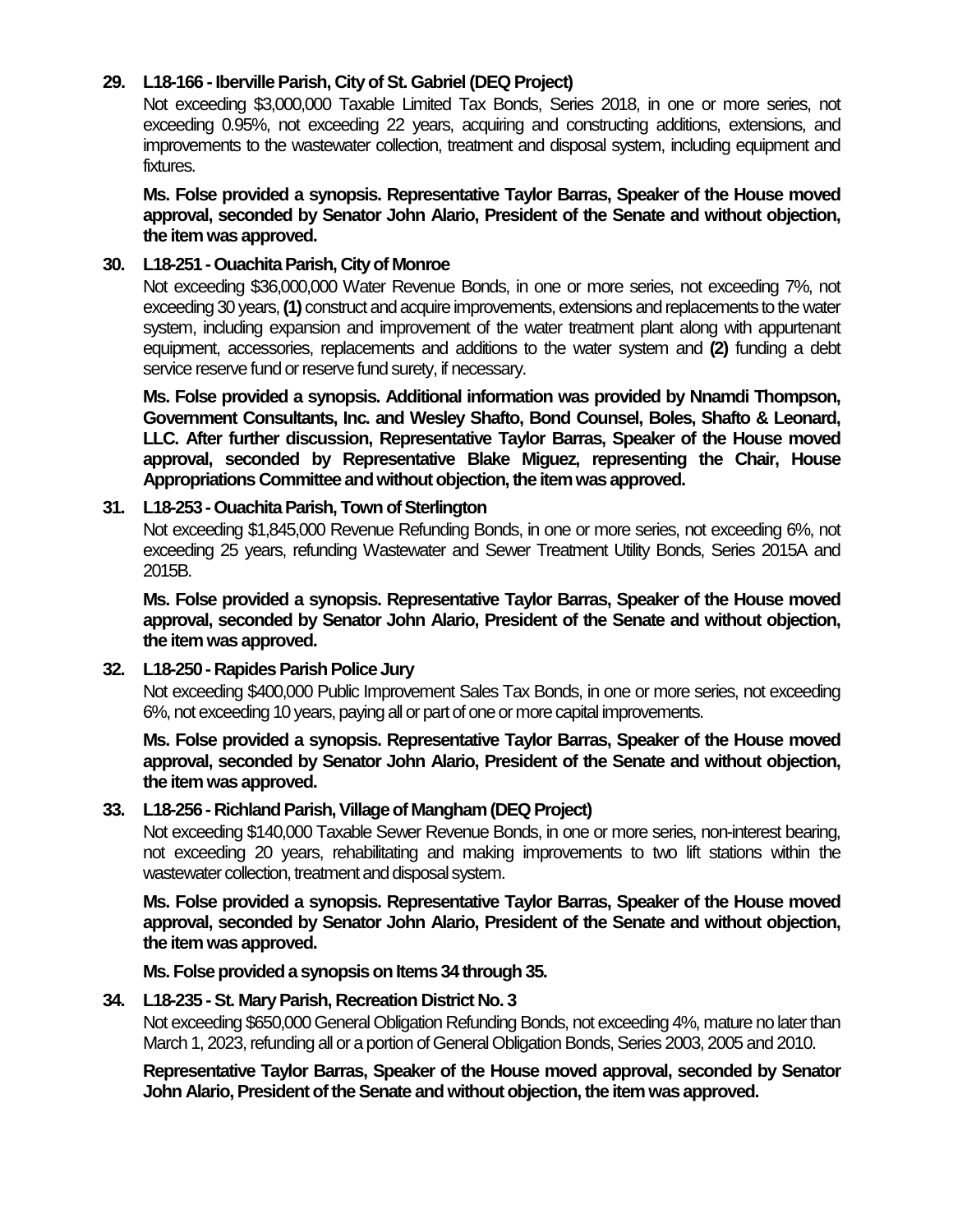**29. L18-166 - Iberville Parish, City of St. Gabriel (DEQ Project)**

Not exceeding $3,000,000 Taxable Limited Tax Bonds, Series 2018, in one or more series, not exceeding 0.95%, not exceeding 22 years, acquiring and constructing additions, extensions, and improvements to the wastewater collection, treatment and disposal system, including equipment and fixtures.

**Ms. Folse provided a synopsis. Representative Taylor Barras, Speaker of the House moved approval, seconded by Senator John Alario, President of the Senate and without objection, the item was approved.**

**30. L18-251 - Ouachita Parish, City of Monroe**

Not exceeding $36,000,000 Water Revenue Bonds, in one or more series, not exceeding 7%, not exceeding 30 years, **(1)** construct and acquire improvements, extensions and replacements to the water system, including expansion and improvement of the water treatment plant along with appurtenant equipment, accessories, replacements and additions to the water system and **(2)** funding a debt service reserve fund or reserve fund surety, if necessary.

**Ms. Folse provided a synopsis. Additional information was provided by Nnamdi Thompson, Government Consultants, Inc. and Wesley Shafto, Bond Counsel, Boles, Shafto & Leonard, LLC. After further discussion, Representative Taylor Barras, Speaker of the House moved approval, seconded by Representative Blake Miguez, representing the Chair, House Appropriations Committee and without objection, the item was approved.**

**31. L18-253 - Ouachita Parish, Town of Sterlington**

Not exceeding $1,845,000 Revenue Refunding Bonds, in one or more series, not exceeding 6%, not exceeding 25 years, refunding Wastewater and Sewer Treatment Utility Bonds, Series 2015A and 2015B.

**Ms. Folse provided a synopsis. Representative Taylor Barras, Speaker of the House moved approval, seconded by Senator John Alario, President of the Senate and without objection, the item was approved.**

**32. L18-250 - Rapides Parish Police Jury**

Not exceeding $400,000 Public Improvement Sales Tax Bonds, in one or more series, not exceeding 6%, not exceeding 10 years, paying all or part of one or more capital improvements.

**Ms. Folse provided a synopsis. Representative Taylor Barras, Speaker of the House moved approval, seconded by Senator John Alario, President of the Senate and without objection, the item was approved.**

**33. L18-256 - Richland Parish, Village of Mangham (DEQ Project)**

Not exceeding $140,000 Taxable Sewer Revenue Bonds, in one or more series, non-interest bearing, not exceeding 20 years, rehabilitating and making improvements to two lift stations within the wastewater collection, treatment and disposal system.

**Ms. Folse provided a synopsis. Representative Taylor Barras, Speaker of the House moved approval, seconded by Senator John Alario, President of the Senate and without objection, the item was approved.**

**Ms. Folse provided a synopsis on Items 34 through 35.**

**34. L18-235 - St. Mary Parish, Recreation District No. 3**

Not exceeding $650,000 General Obligation Refunding Bonds, not exceeding 4%, mature no later than March 1, 2023, refunding all or a portion of General Obligation Bonds, Series 2003, 2005 and 2010.

**Representative Taylor Barras, Speaker of the House moved approval, seconded by Senator John Alario, President of the Senate and without objection, the item was approved.**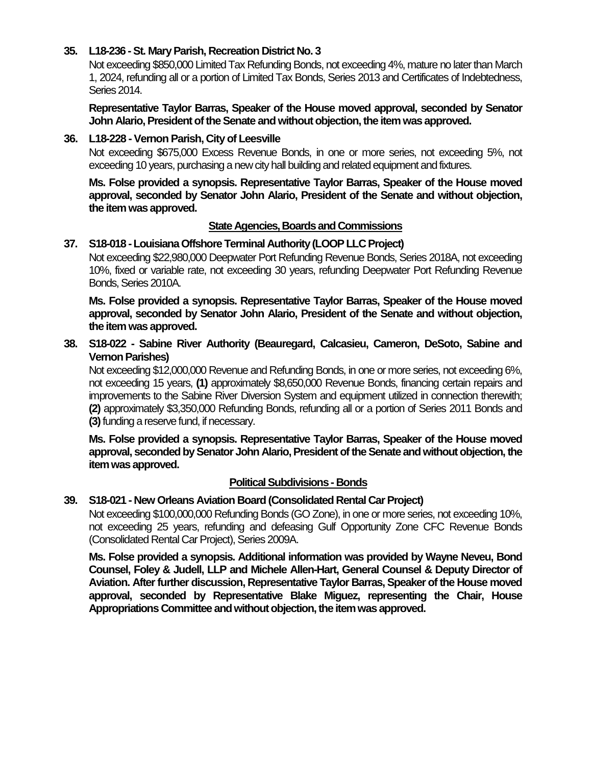**35. L18-236 - St. Mary Parish, Recreation District No. 3**

Not exceeding $850,000 Limited Tax Refunding Bonds, not exceeding 4%, mature no later than March 1, 2024, refunding all or a portion of Limited Tax Bonds, Series 2013 and Certificates of Indebtedness, Series 2014.

**Representative Taylor Barras, Speaker of the House moved approval, seconded by Senator John Alario, President of the Senate and without objection, the item was approved.**

**36. L18-228 - Vernon Parish, City of Leesville**

Not exceeding $675,000 Excess Revenue Bonds, in one or more series, not exceeding 5%, not exceeding 10 years, purchasing a new city hall building and related equipment and fixtures.

**Ms. Folse provided a synopsis. Representative Taylor Barras, Speaker of the House moved approval, seconded by Senator John Alario, President of the Senate and without objection, the item was approved.**

## State Agencies, Boards and Commissions

**37. S18-018 - Louisiana Offshore Terminal Authority (LOOP LLC Project)**

Not exceeding $22,980,000 Deepwater Port Refunding Revenue Bonds, Series 2018A, not exceeding 10%, fixed or variable rate, not exceeding 30 years, refunding Deepwater Port Refunding Revenue Bonds, Series 2010A.

**Ms. Folse provided a synopsis. Representative Taylor Barras, Speaker of the House moved approval, seconded by Senator John Alario, President of the Senate and without objection, the item was approved.**

**38. S18-022 - Sabine River Authority (Beauregard, Calcasieu, Cameron, DeSoto, Sabine and Vernon Parishes)**

Not exceeding $12,000,000 Revenue and Refunding Bonds, in one or more series, not exceeding 6%, not exceeding 15 years, **(1)** approximately $8,650,000 Revenue Bonds, financing certain repairs and improvements to the Sabine River Diversion System and equipment utilized in connection therewith; **(2)** approximately $3,350,000 Refunding Bonds, refunding all or a portion of Series 2011 Bonds and **(3)** funding a reserve fund, if necessary.

**Ms. Folse provided a synopsis. Representative Taylor Barras, Speaker of the House moved approval, seconded by Senator John Alario, President of the Senate and without objection, the item was approved.**

## Political Subdivisions - Bonds

**39. S18-021 - New Orleans Aviation Board (Consolidated Rental Car Project)**

Not exceeding $100,000,000 Refunding Bonds (GO Zone), in one or more series, not exceeding 10%, not exceeding 25 years, refunding and defeasing Gulf Opportunity Zone CFC Revenue Bonds (Consolidated Rental Car Project), Series 2009A.

**Ms. Folse provided a synopsis. Additional information was provided by Wayne Neveu, Bond Counsel, Foley & Judell, LLP and Michele Allen-Hart, General Counsel & Deputy Director of Aviation. After further discussion, Representative Taylor Barras, Speaker of the House moved approval, seconded by Representative Blake Miguez, representing the Chair, House Appropriations Committee and without objection, the item was approved.**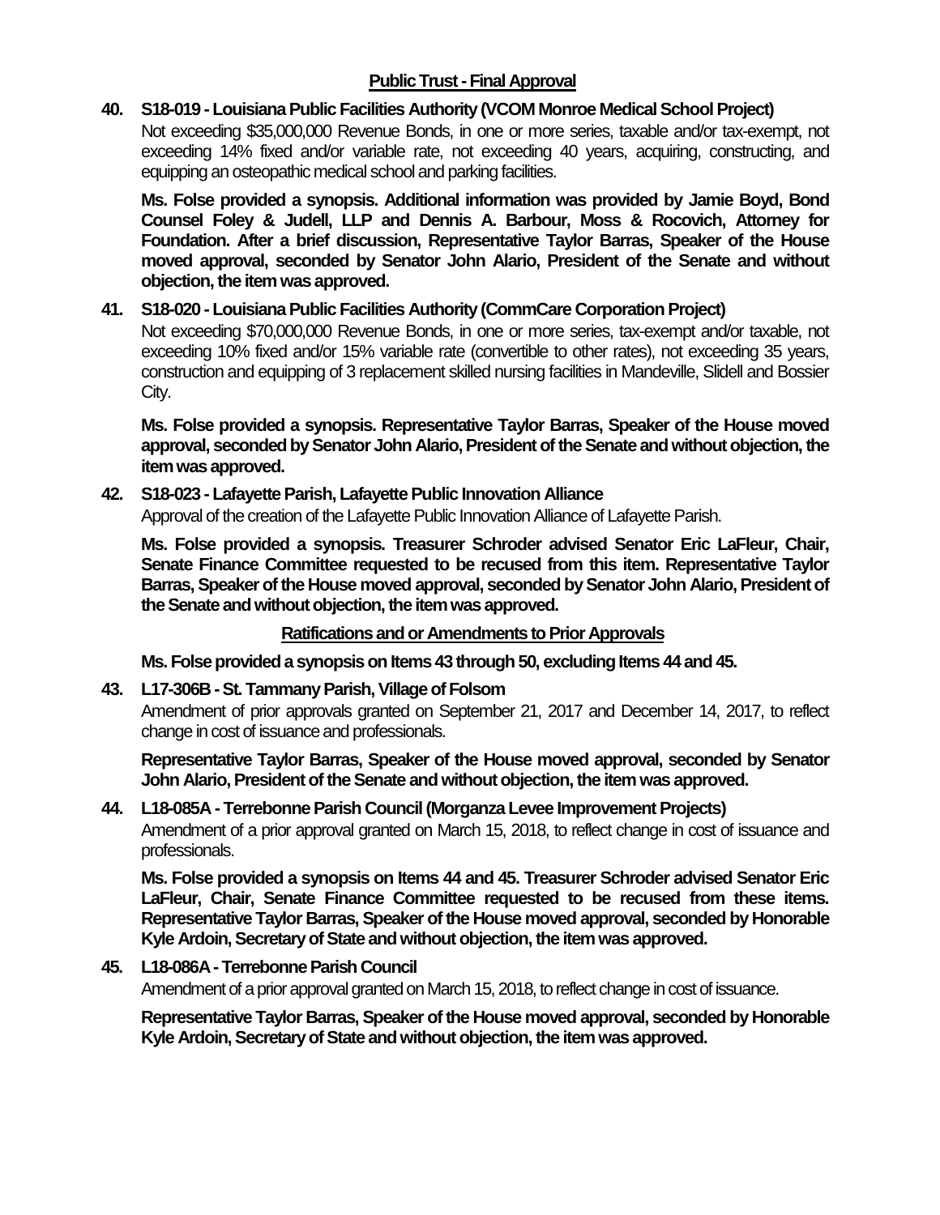## Public Trust - Final Approval

**40. S18-019 - Louisiana Public Facilities Authority (VCOM Monroe Medical School Project)**

Not exceeding $35,000,000 Revenue Bonds, in one or more series, taxable and/or tax-exempt, not exceeding 14% fixed and/or variable rate, not exceeding 40 years, acquiring, constructing, and equipping an osteopathic medical school and parking facilities.

**Ms. Folse provided a synopsis. Additional information was provided by Jamie Boyd, Bond Counsel Foley & Judell, LLP and Dennis A. Barbour, Moss & Rocovich, Attorney for Foundation. After a brief discussion, Representative Taylor Barras, Speaker of the House moved approval, seconded by Senator John Alario, President of the Senate and without objection, the item was approved.**

**41. S18-020 - Louisiana Public Facilities Authority (CommCare Corporation Project)**

Not exceeding $70,000,000 Revenue Bonds, in one or more series, tax-exempt and/or taxable, not exceeding 10% fixed and/or 15% variable rate (convertible to other rates), not exceeding 35 years, construction and equipping of 3 replacement skilled nursing facilities in Mandeville, Slidell and Bossier City.

**Ms. Folse provided a synopsis. Representative Taylor Barras, Speaker of the House moved approval, seconded by Senator John Alario, President of the Senate and without objection, the item was approved.**

**42. S18-023 - Lafayette Parish, Lafayette Public Innovation Alliance**

Approval of the creation of the Lafayette Public Innovation Alliance of Lafayette Parish.

**Ms. Folse provided a synopsis. Treasurer Schroder advised Senator Eric LaFleur, Chair, Senate Finance Committee requested to be recused from this item. Representative Taylor Barras, Speaker of the House moved approval, seconded by Senator John Alario, President of the Senate and without objection, the item was approved.**

## Ratifications and or Amendments to Prior Approvals

**Ms. Folse provided a synopsis on Items 43 through 50, excluding Items 44 and 45.**

**43. L17-306B - St. Tammany Parish, Village of Folsom**

Amendment of prior approvals granted on September 21, 2017 and December 14, 2017, to reflect change in cost of issuance and professionals.

**Representative Taylor Barras, Speaker of the House moved approval, seconded by Senator John Alario, President of the Senate and without objection, the item was approved.**

**44. L18-085A - Terrebonne Parish Council (Morganza Levee Improvement Projects)**

Amendment of a prior approval granted on March 15, 2018, to reflect change in cost of issuance and professionals.

**Ms. Folse provided a synopsis on Items 44 and 45. Treasurer Schroder advised Senator Eric LaFleur, Chair, Senate Finance Committee requested to be recused from these items. Representative Taylor Barras, Speaker of the House moved approval, seconded by Honorable Kyle Ardoin, Secretary of State and without objection, the item was approved.**

**45. L18-086A - Terrebonne Parish Council**

Amendment of a prior approval granted on March 15, 2018, to reflect change in cost of issuance.

**Representative Taylor Barras, Speaker of the House moved approval, seconded by Honorable Kyle Ardoin, Secretary of State and without objection, the item was approved.**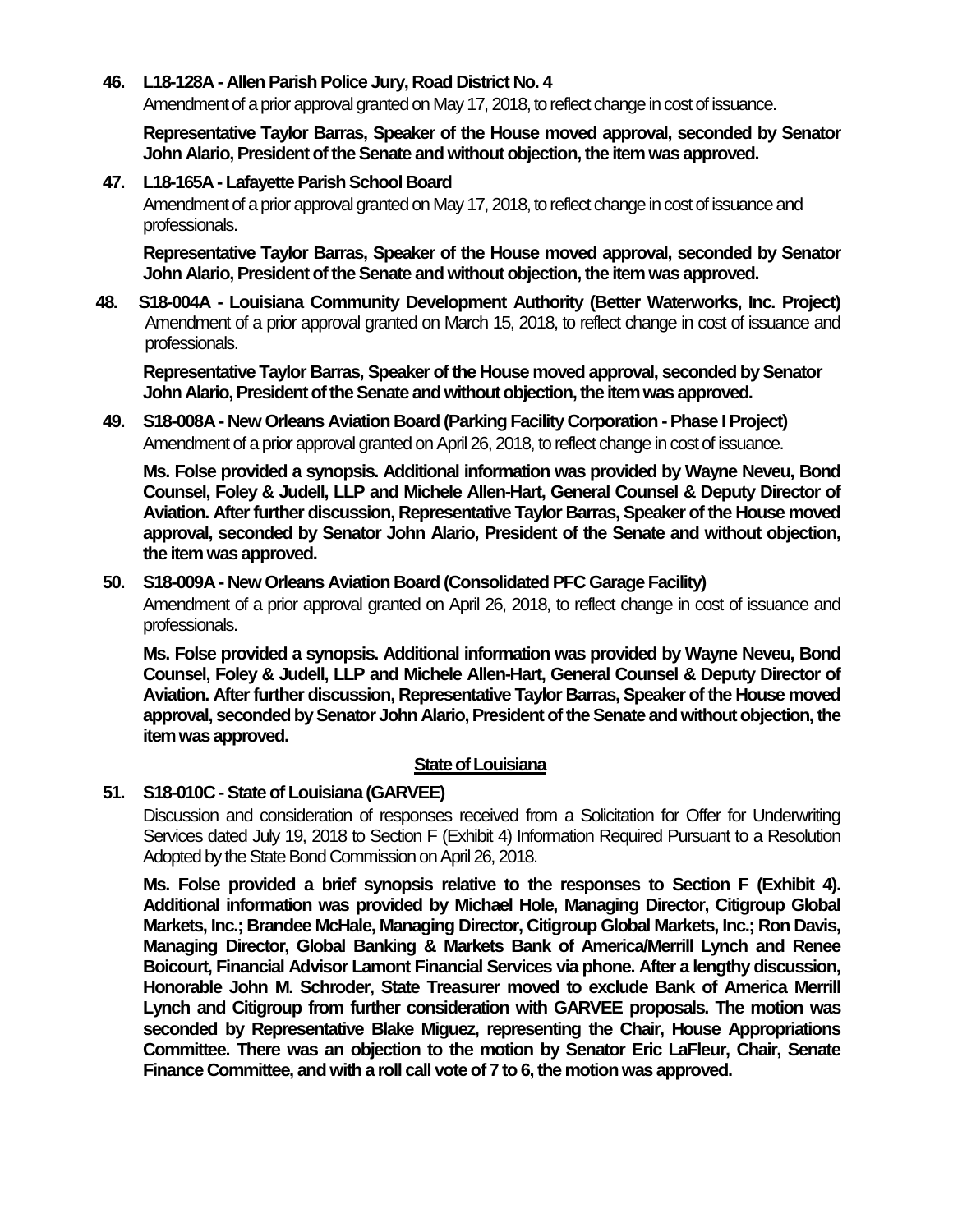**46. L18-128A - Allen Parish Police Jury, Road District No. 4**

Amendment of a prior approval granted on May 17, 2018, to reflect change in cost of issuance.

**Representative Taylor Barras, Speaker of the House moved approval, seconded by Senator John Alario, President of the Senate and without objection, the item was approved.**

**47. L18-165A - Lafayette Parish School Board**

Amendment of a prior approval granted on May 17, 2018, to reflect change in cost of issuance and professionals.

**Representative Taylor Barras, Speaker of the House moved approval, seconded by Senator John Alario, President of the Senate and without objection, the item was approved.**

**48. S18-004A - Louisiana Community Development Authority (Better Waterworks, Inc. Project)**

Amendment of a prior approval granted on March 15, 2018, to reflect change in cost of issuance and professionals.

**Representative Taylor Barras, Speaker of the House moved approval, seconded by Senator John Alario, President of the Senate and without objection, the item was approved.**

**49. S18-008A - New Orleans Aviation Board (Parking Facility Corporation - Phase I Project)**

Amendment of a prior approval granted on April 26, 2018, to reflect change in cost of issuance.

**Ms. Folse provided a synopsis. Additional information was provided by Wayne Neveu, Bond Counsel, Foley & Judell, LLP and Michele Allen-Hart, General Counsel & Deputy Director of Aviation. After further discussion, Representative Taylor Barras, Speaker of the House moved approval, seconded by Senator John Alario, President of the Senate and without objection, the item was approved.**

**50. S18-009A - New Orleans Aviation Board (Consolidated PFC Garage Facility)**

Amendment of a prior approval granted on April 26, 2018, to reflect change in cost of issuance and professionals.

**Ms. Folse provided a synopsis. Additional information was provided by Wayne Neveu, Bond Counsel, Foley & Judell, LLP and Michele Allen-Hart, General Counsel & Deputy Director of Aviation. After further discussion, Representative Taylor Barras, Speaker of the House moved approval, seconded by Senator John Alario, President of the Senate and without objection, the item was approved.**

**<u>State of Louisiana</u>**

**51. S18-010C - State of Louisiana (GARVEE)**

Discussion and consideration of responses received from a Solicitation for Offer for Underwriting Services dated July 19, 2018 to Section F (Exhibit 4) Information Required Pursuant to a Resolution Adopted by the State Bond Commission on April 26, 2018.

**Ms. Folse provided a brief synopsis relative to the responses to Section F (Exhibit 4). Additional information was provided by Michael Hole, Managing Director, Citigroup Global Markets, Inc.; Brandee McHale, Managing Director, Citigroup Global Markets, Inc.; Ron Davis, Managing Director, Global Banking & Markets Bank of America/Merrill Lynch and Renee Boicourt, Financial Advisor Lamont Financial Services via phone. After a lengthy discussion, Honorable John M. Schroder, State Treasurer moved to exclude Bank of America Merrill Lynch and Citigroup from further consideration with GARVEE proposals. The motion was seconded by Representative Blake Miguez, representing the Chair, House Appropriations Committee. There was an objection to the motion by Senator Eric LaFleur, Chair, Senate Finance Committee, and with a roll call vote of 7 to 6, the motion was approved.**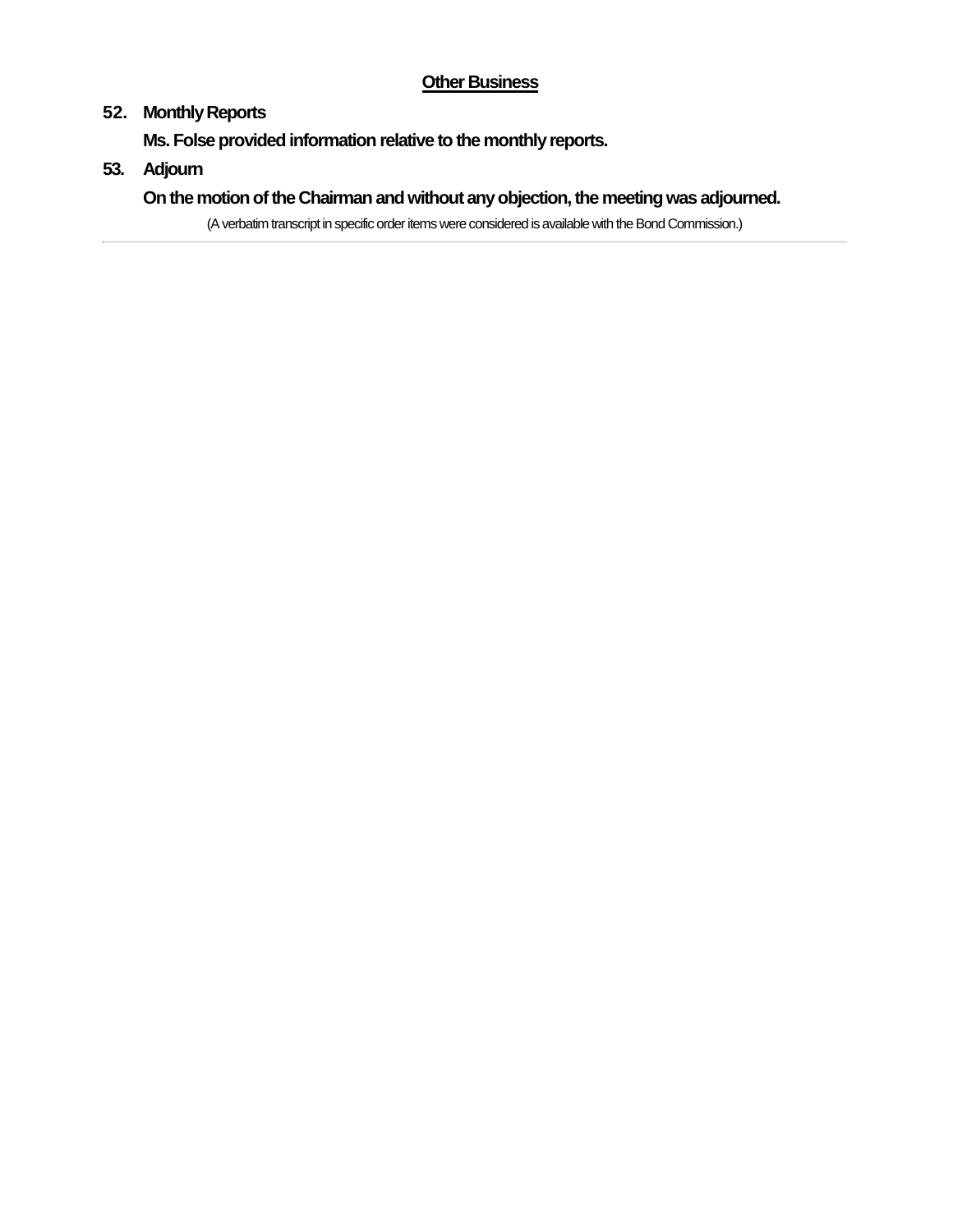**Other Business**

**52. Monthly Reports**

**Ms. Folse provided information relative to the monthly reports.**

**53. Adjourn**

**On the motion of the Chairman and without any objection, the meeting was adjourned.**

(A verbatim transcript in specific order items were considered is available with the Bond Commission.)